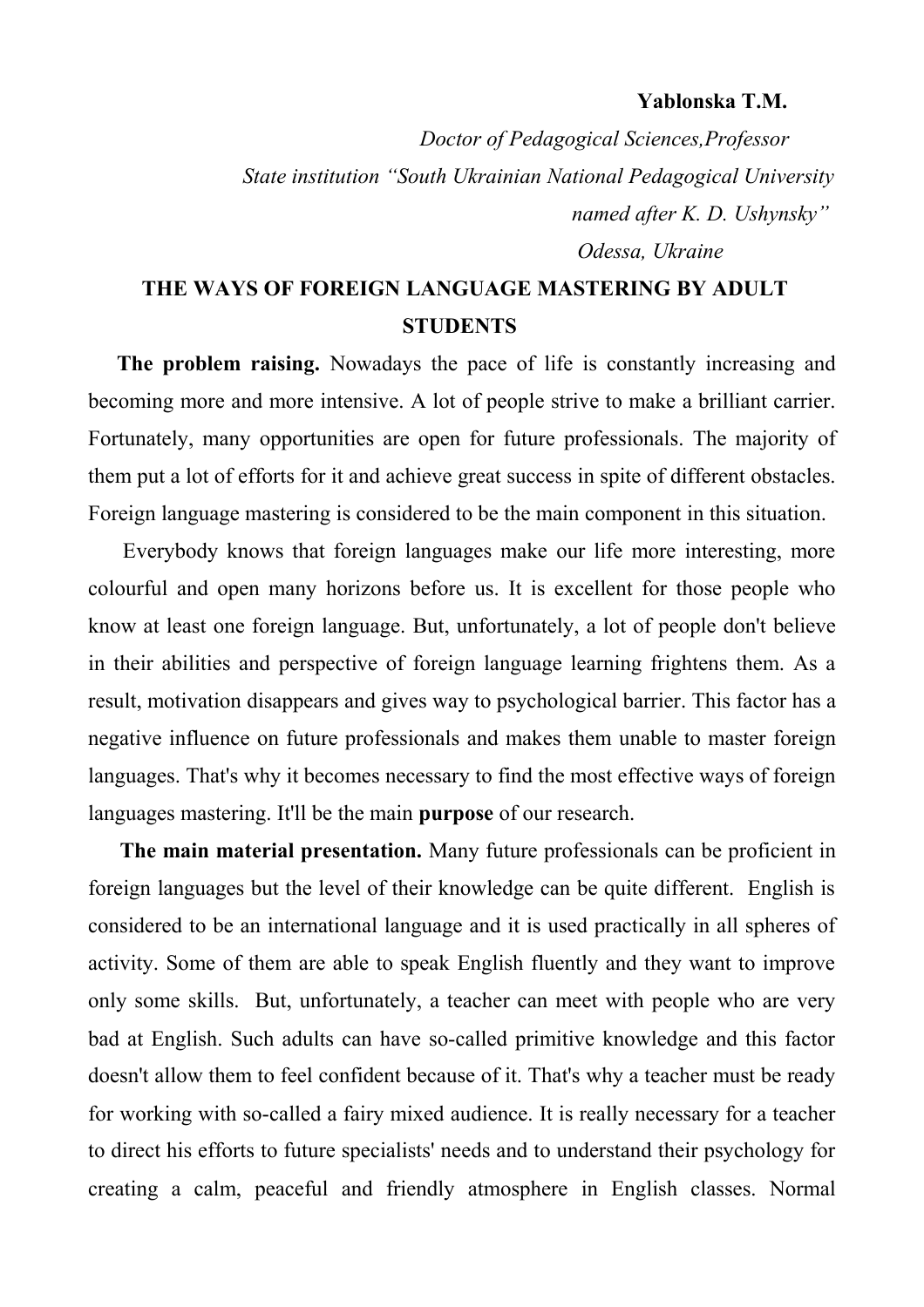**Yablonska T.M.**

*Doctor of Pedagogical Sciences,Professor*

*State institution "South Ukrainian National Pedagogical University named after K. D. Ushynsky"*

*Odessa, Ukraine*

# THE WAYS OF FOREIGN LANGUAGE MASTERING BY ADULT STUDENTS

**The problem raising.** Nowadays the pace of life is constantly increasing and becoming more and more intensive. A lot of people strive to make a brilliant carrier. Fortunately, many opportunities are open for future professionals. The majority of them put a lot of efforts for it and achieve great success in spite of different obstacles. Foreign language mastering is considered to be the main component in this situation.

Everybody knows that foreign languages make our life more interesting, more colourful and open many horizons before us. It is excellent for those people who know at least one foreign language. But, unfortunately, a lot of people don't believe in their abilities and perspective of foreign language learning frightens them. As a result, motivation disappears and gives way to psychological barrier. This factor has a negative influence on future professionals and makes them unable to master foreign languages. That's why it becomes necessary to find the most effective ways of foreign languages mastering. It'll be the main **purpose** of our research.

**The main material presentation.** Many future professionals can be proficient in foreign languages but the level of their knowledge can be quite different. English is considered to be an international language and it is used practically in all spheres of activity. Some of them are able to speak English fluently and they want to improve only some skills. But, unfortunately, a teacher can meet with people who are very bad at English. Such adults can have so-called primitive knowledge and this factor doesn't allow them to feel confident because of it. That's why a teacher must be ready for working with so-called a fairy mixed audience. It is really necessary for a teacher to direct his efforts to future specialists' needs and to understand their psychology for creating a calm, peaceful and friendly atmosphere in English classes. Normal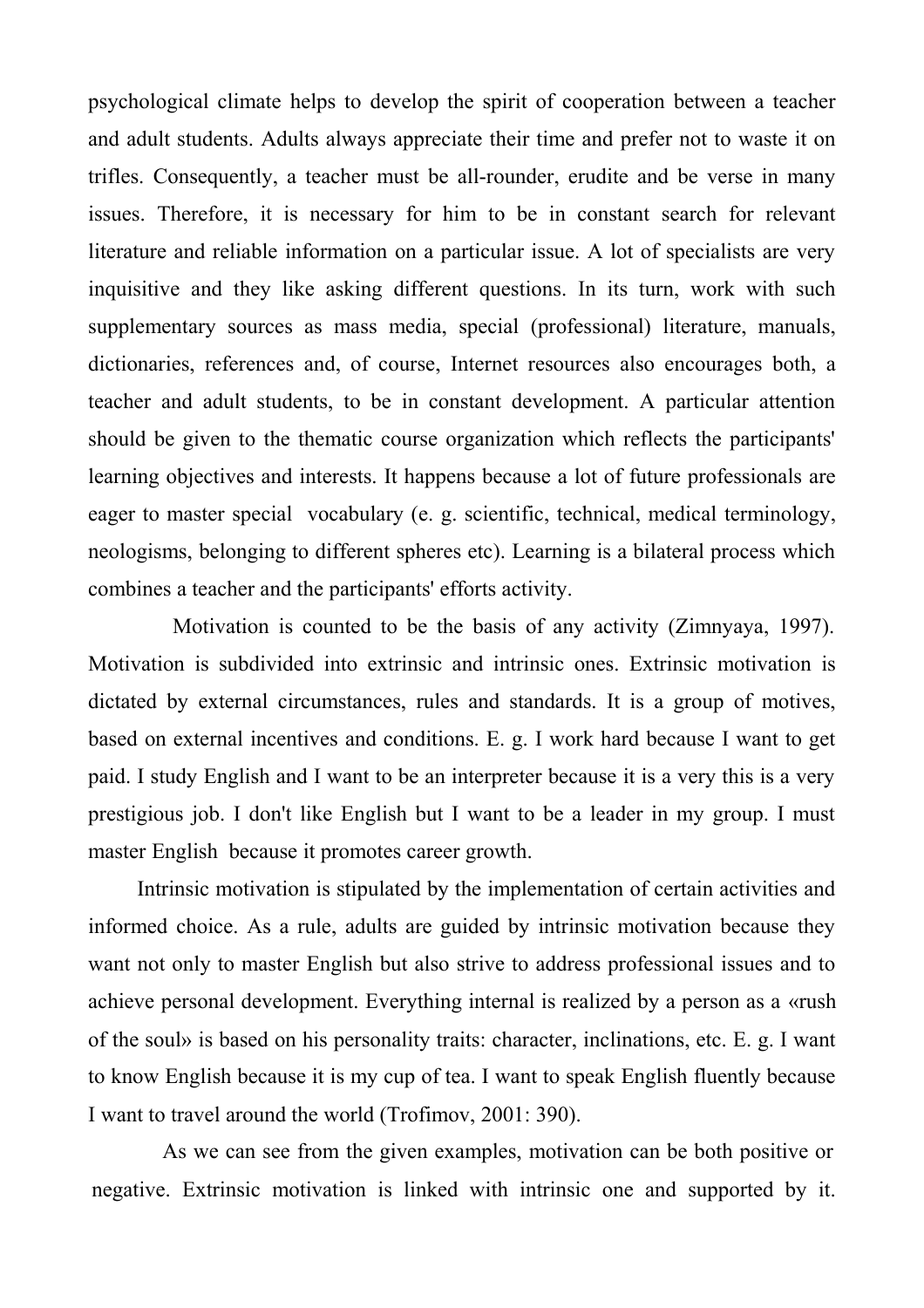psychological climate helps to develop the spirit of cooperation between a teacher and adult students. Adults always appreciate their time and prefer not to waste it on trifles. Consequently, a teacher must be all-rounder, erudite and be verse in many issues. Therefore, it is necessary for him to be in constant search for relevant literature and reliable information on a particular issue. A lot of specialists are very inquisitive and they like asking different questions. In its turn, work with such supplementary sources as mass media, special (professional) literature, manuals, dictionaries, references and, of course, Internet resources also encourages both, a teacher and adult students, to be in constant development. A particular attention should be given to the thematic course organization which reflects the participants' learning objectives and interests. It happens because a lot of future professionals are eager to master special vocabulary (e. g. scientific, technical, medical terminology, neologisms, belonging to different spheres etc). Learning is a bilateral process which combines a teacher and the participants' efforts activity.

Motivation is counted to be the basis of any activity (Zimnyaya, 1997). Motivation is subdivided into extrinsic and intrinsic ones. Extrinsic motivation is dictated by external circumstances, rules and standards. It is a group of motives, based on external incentives and conditions. E. g. I work hard because I want to get paid. I study English and I want to be an interpreter because it is a very this is a very prestigious job. I don't like English but I want to be a leader in my group. I must master English because it promotes career growth.

Intrinsic motivation is stipulated by the implementation of certain activities and informed choice. As a rule, adults are guided by intrinsic motivation because they want not only to master English but also strive to address professional issues and to achieve personal development. Everything internal is realized by a person as a «rush of the soul» is based on his personality traits: character, inclinations, etc. E. g. I want to know English because it is my cup of tea. I want to speak English fluently because I want to travel around the world (Trofimov, 2001: 390).

As we can see from the given examples, motivation can be both positive or negative. Extrinsic motivation is linked with intrinsic one and supported by it.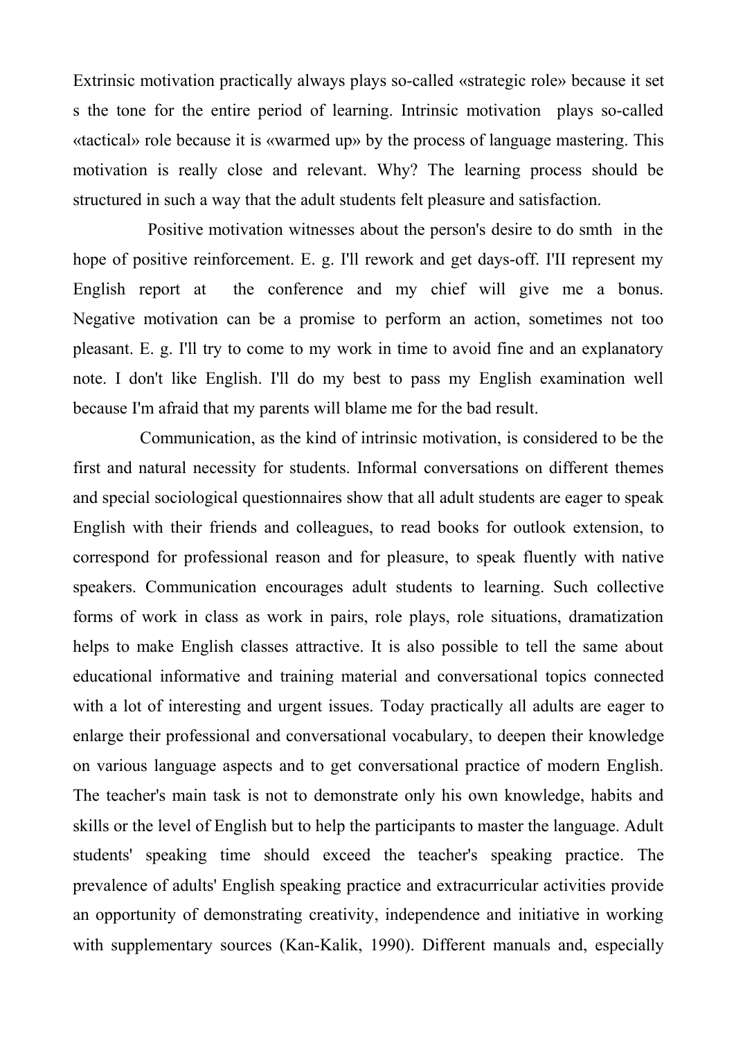Extrinsic motivation practically always plays so-called «strategic role» because it set s the tone for the entire period of learning. Intrinsic motivation plays so-called «tactical» role because it is «warmed up» by the process of language mastering. This motivation is really close and relevant. Why? The learning process should be structured in such a way that the adult students felt pleasure and satisfaction.

Positive motivation witnesses about the person's desire to do smth in the hope of positive reinforcement. E. g. I'll rework and get days-off. I'II represent my English report at the conference and my chief will give me a bonus. Negative motivation can be a promise to perform an action, sometimes not too pleasant. E. g. I'll try to come to my work in time to avoid fine and an explanatory note. I don't like English. I'll do my best to pass my English examination well because I'm afraid that my parents will blame me for the bad result.

Communication, as the kind of intrinsic motivation, is considered to be the first and natural necessity for students. Informal conversations on different themes and special sociological questionnaires show that all adult students are eager to speak English with their friends and colleagues, to read books for outlook extension, to correspond for professional reason and for pleasure, to speak fluently with native speakers. Communication encourages adult students to learning. Such collective forms of work in class as work in pairs, role plays, role situations, dramatization helps to make English classes attractive. It is also possible to tell the same about educational informative and training material and conversational topics connected with a lot of interesting and urgent issues. Today practically all adults are eager to enlarge their professional and conversational vocabulary, to deepen their knowledge on various language aspects and to get conversational practice of modern English. The teacher's main task is not to demonstrate only his own knowledge, habits and skills or the level of English but to help the participants to master the language. Adult students' speaking time should exceed the teacher's speaking practice. The prevalence of adults' English speaking practice and extracurricular activities provide an opportunity of demonstrating creativity, independence and initiative in working with supplementary sources (Kan-Kalik, 1990). Different manuals and, especially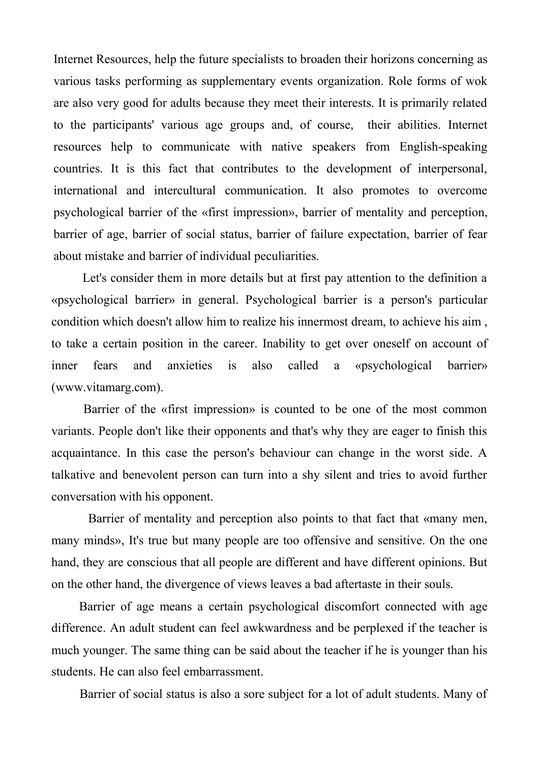Internet Resources, help the future specialists to broaden their horizons concerning as various tasks performing as supplementary events organization. Role forms of wok are also very good for adults because they meet their interests. It is primarily related to the participants' various age groups and, of course, their abilities. Internet resources help to communicate with native speakers from English-speaking countries. It is this fact that contributes to the development of interpersonal, international and intercultural communication. It also promotes to overcome psychological barrier of the «first impression», barrier of mentality and perception, barrier of age, barrier of social status, barrier of failure expectation, barrier of fear about mistake and barrier of individual peculiarities.

Let's consider them in more details but at first pay attention to the definition a «psychological barrier» in general. Psychological barrier is a person's particular condition which doesn't allow him to realize his innermost dream, to achieve his aim , to take a certain position in the career. Inability to get over oneself on account of inner fears and anxieties is also called a «psychological barrier» (www.vitamarg.com).

Barrier of the «first impression» is counted to be one of the most common variants. People don't like their opponents and that's why they are eager to finish this acquaintance. In this case the person's behaviour can change in the worst side. A talkative and benevolent person can turn into a shy silent and tries to avoid further conversation with his opponent.

Barrier of mentality and perception also points to that fact that «many men, many minds», It's true but many people are too offensive and sensitive. On the one hand, they are conscious that all people are different and have different opinions. But on the other hand, the divergence of views leaves a bad aftertaste in their souls.

Barrier of age means a certain psychological discomfort connected with age difference. An adult student can feel awkwardness and be perplexed if the teacher is much younger. The same thing can be said about the teacher if he is younger than his students. He can also feel embarrassment.

Barrier of social status is also a sore subject for a lot of adult students. Many of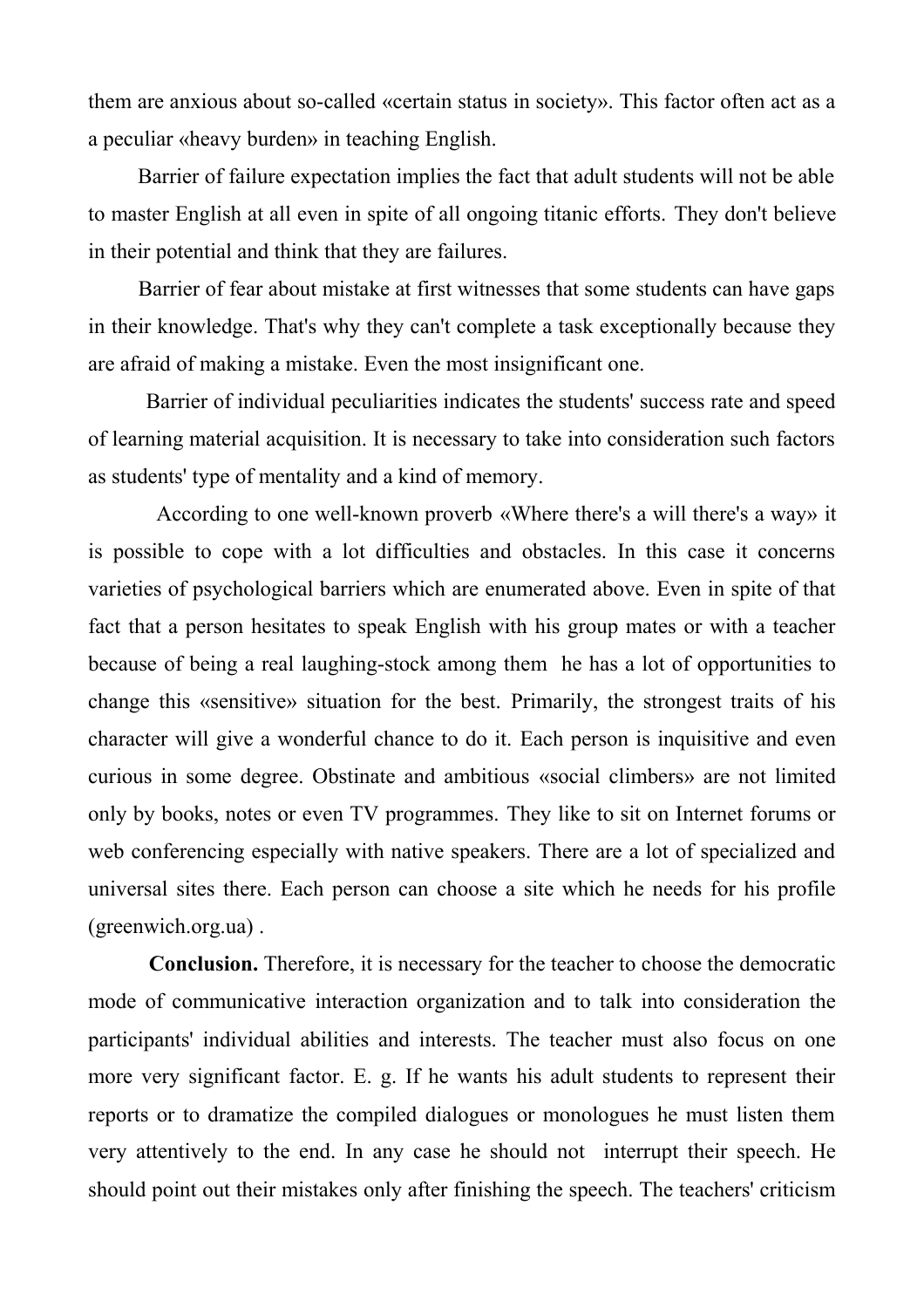them are anxious about so-called «certain status in society». This factor often act as a a peculiar «heavy burden» in teaching English.

Barrier of failure expectation implies the fact that adult students will not be able to master English at all even in spite of all ongoing titanic efforts. They don't believe in their potential and think that they are failures.

Barrier of fear about mistake at first witnesses that some students can have gaps in their knowledge. That's why they can't complete a task exceptionally because they are afraid of making a mistake. Even the most insignificant one.

Barrier of individual peculiarities indicates the students' success rate and speed of learning material acquisition. It is necessary to take into consideration such factors as students' type of mentality and a kind of memory.

According to one well-known proverb «Where there's a will there's a way» it is possible to cope with a lot difficulties and obstacles. In this case it concerns varieties of psychological barriers which are enumerated above. Even in spite of that fact that a person hesitates to speak English with his group mates or with a teacher because of being a real laughing-stock among them he has a lot of opportunities to change this «sensitive» situation for the best. Primarily, the strongest traits of his character will give a wonderful chance to do it. Each person is inquisitive and even curious in some degree. Obstinate and ambitious «social climbers» are not limited only by books, notes or even TV programmes. They like to sit on Internet forums or web conferencing especially with native speakers. There are a lot of specialized and universal sites there. Each person can choose a site which he needs for his profile (greenwich.org.ua) .

**Conclusion.** Therefore, it is necessary for the teacher to choose the democratic mode of communicative interaction organization and to talk into consideration the participants' individual abilities and interests. The teacher must also focus on one more very significant factor. E. g. If he wants his adult students to represent their reports or to dramatize the compiled dialogues or monologues he must listen them very attentively to the end. In any case he should not interrupt their speech. He should point out their mistakes only after finishing the speech. The teachers' criticism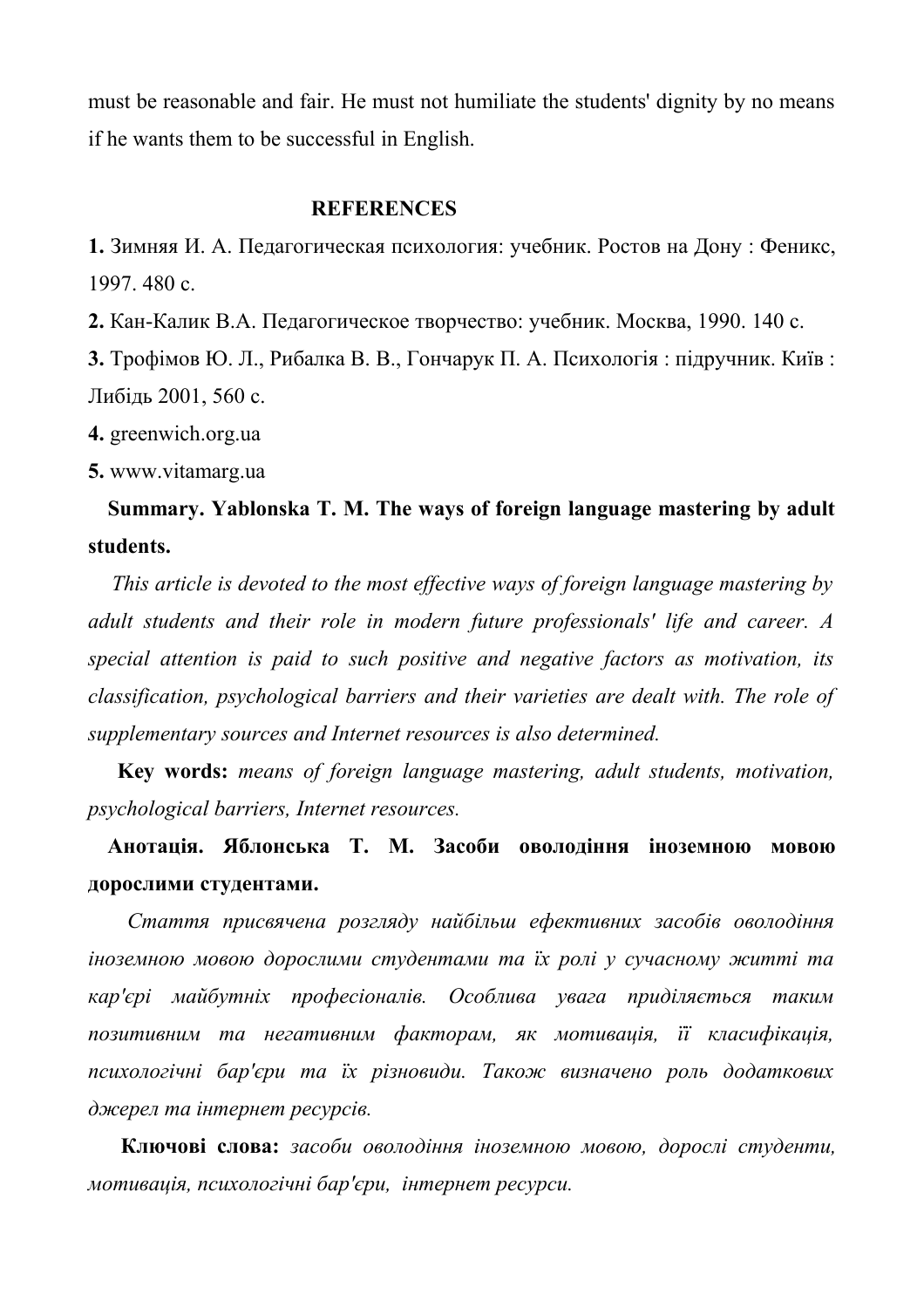must be reasonable and fair. He must not humiliate the students' dignity by no means if he wants them to be successful in English.

## REFERENCES

**1.** Зимняя И. А. Педагогическая психология: учебник. Ростов на Дону : Феникс, 1997. 480 с.

**2.** Кан-Калик В.А. Педагогическое творчество: учебник. Москва, 1990. 140 с.

**3.** Трофімов Ю. Л., Рибалка В. В., Гончарук П. А. Психологія : підручник. Київ : Либідь 2001, 560 с.

**4.** greenwich.org.ua

**5.** www.vitamarg.ua

**Summary. Yablonska T. M. The ways of foreign language mastering by adult students.**

*This article is devoted to the most effective ways of foreign language mastering by adult students and their role in modern future professionals' life and career. A special attention is paid to such positive and negative factors as motivation, its classification, psychological barriers and their varieties are dealt with. The role of supplementary sources and Internet resources is also determined.*

**Key words:** *means of foreign language mastering, adult students, motivation, psychological barriers, Internet resources.*

**Анотація. Яблонська Т. М. Засоби оволодіння іноземною мовою дорослими студентами.**

*Стаття присвячена розгляду найбільш ефективних засобів оволодіння іноземною мовою дорослими студентами та їх ролі у сучасному житті та кар'єрі майбутніх професіоналів. Особлива увага приділяється таким позитивним та негативним факторам, як мотивація, її класифікація, психологічні бар'єри та їх різновиди. Також визначено роль додаткових джерел та інтернет ресурсів.*

**Ключові слова:** *засоби оволодіння іноземною мовою, дорослі студенти, мотивація, психологічні бар'єри, інтернет ресурси.*